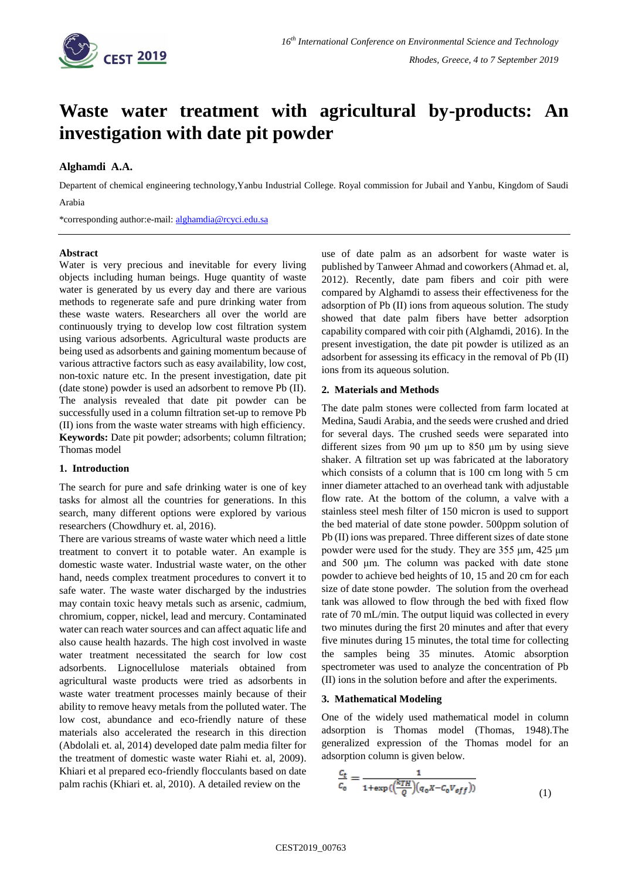# Waste water treatment with agricultural by-products: An investigation with date pit powder

**Alghamdi A.A.**

Depart ent of chemical engineering technology,Yanbu Industrial College. Royal commission for Jubail and Yanbu, Kingdom of Saudi Arabia

*corresponding author:e-mail: alghamdia@rcyci.edu.sa

## Abstract

Water is very precious and inevitable for every living objects including human beings. Huge quantity of waste water is generated by us every day and there are various methods to regenerate safe and pure drinking water from these waste waters. Researchers all over the world are continuously trying to develop low cost filtration system using various adsorbents. Agricultural waste products are being used as adsorbents and gaining momentum because of various attractive factors such as easy availability, low cost, non-toxic nature etc. In the present investigation, date pit (date stone) powder is used an adsorbent to remove Pb (II). The analysis revealed that date pit powder can be successfully used in a column filtration set-up to remove Pb (II) ions from the waste water streams with high efficiency.

**Keywords:** Date pit powder; adsorbents; column filtration; Thomas model

## 1. Introduction

The search for pure and safe drinking water is one of key tasks for almost all the countries for generations. In this search, many different options were explored by various researchers (Chowdhury et. al, 2016).

There are various streams of waste water which need a little treatment to convert it to potable water. An example is domestic waste water. Industrial waste water, on the other hand, needs complex treatment procedures to convert it to safe water. The waste water discharged by the industries may contain toxic heavy metals such as arsenic, cadmium, chromium, copper, nickel, lead and mercury. Contaminated water can reach water sources and can affect aquatic life and also cause health hazards. The high cost involved in waste water treatment necessitated the search for low cost adsorbents. Lignocellulose materials obtained from agricultural waste products were tried as adsorbents in waste water treatment processes mainly because of their ability to remove heavy metals from the polluted water. The low cost, abundance and eco-friendly nature of these materials also accelerated the research in this direction (Abdolali et. al, 2014) developed date palm media filter for the treatment of domestic waste water Riahi et. al, 2009). Khiari et al prepared eco-friendly flocculants based on date palm rachis (Khiari et. al, 2010). A detailed review on the use of date palm as an adsorbent for waste water is published by Tanweer Ahmad and coworkers (Ahmad et. al, 2012). Recently, date pam fibers and coir pith were compared by Alghamdi to assess their effectiveness for the adsorption of Pb (II) ions from aqueous solution. The study showed that date palm fibers have better adsorption capability compared with coir pith (Alghamdi, 2016). In the present investigation, the date pit powder is utilized as an adsorbent for assessing its efficacy in the removal of Pb (II) ions from its aqueous solution.

## 2. Materials and Methods

The date palm stones were collected from farm located at Medina, Saudi Arabia, and the seeds were crushed and dried for several days. The crushed seeds were separated into different sizes from 90 µm up to 850 µm by using sieve shaker. A filtration set up was fabricated at the laboratory which consists of a column that is 100 cm long with 5 cm inner diameter attached to an overhead tank with adjustable flow rate. At the bottom of the column, a valve with a stainless steel mesh filter of 150 micron is used to support the bed material of date stone powder. 500ppm solution of Pb (II) ions was prepared. Three different sizes of date stone powder were used for the study. They are 355 µm, 425 µm and 500 µm. The column was packed with date stone powder to achieve bed heights of 10, 15 and 20 cm for each size of date stone powder. The solution from the overhead tank was allowed to flow through the bed with fixed flow rate of 70 mL/min. The output liquid was collected in every two minutes during the first 20 minutes and after that every five minutes during 15 minutes, the total time for collecting the samples being 35 minutes. Atomic absorption spectrometer was used to analyze the concentration of Pb (II) ions in the solution before and after the experiments.

## 3. Mathematical Modeling

One of the widely used mathematical model in column adsorption is Thomas model (Thomas, 1948).The generalized expression of the Thomas model for an adsorption column is given below.

$$\frac{C_t}{C_0} = \frac{1}{1+\exp\left(\left(\frac{k_{TH}}{Q}\right)\left(q_0 X - C_0 V_{eff}\right)\right)} \tag{1}$$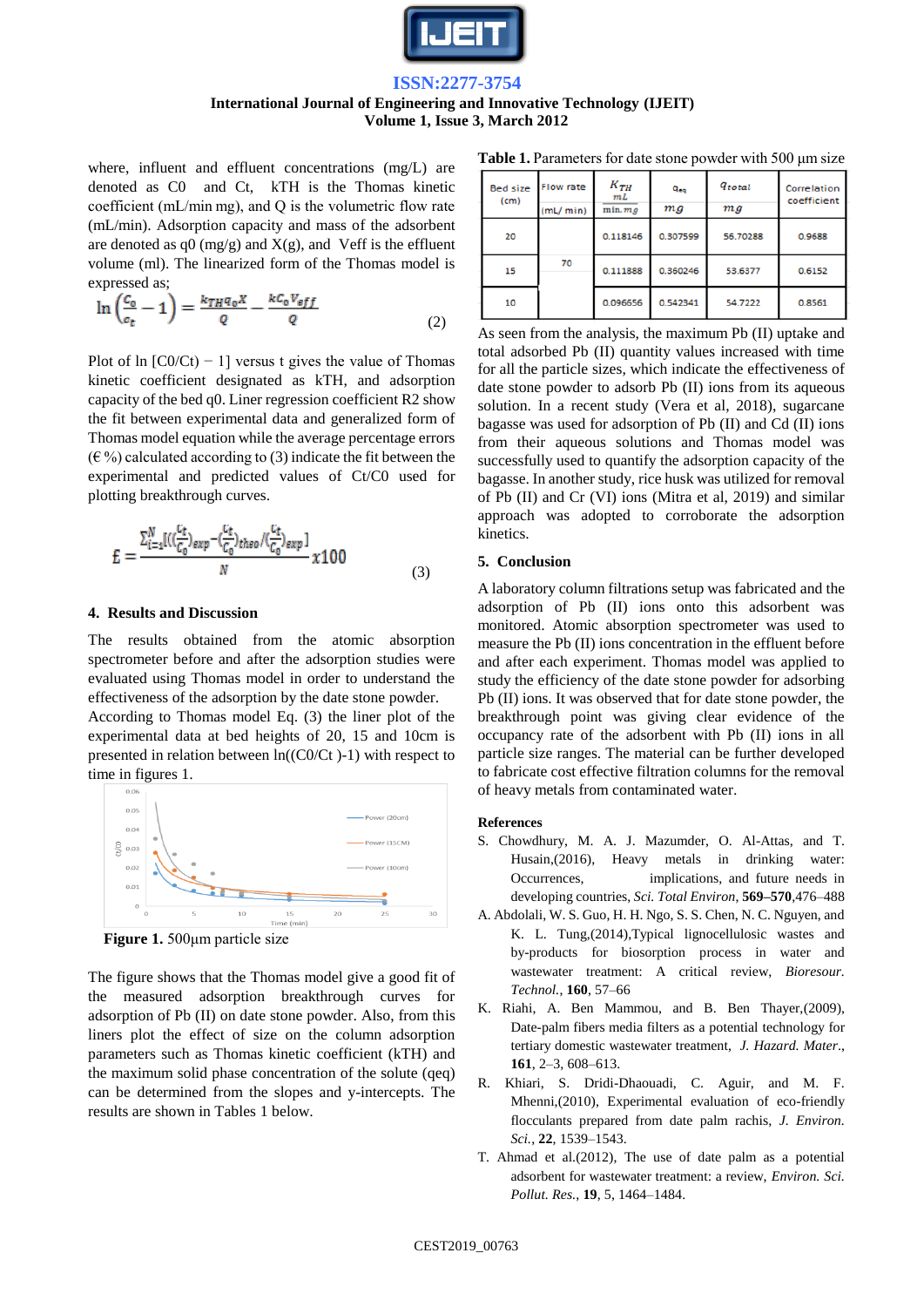where, influent and effluent concentrations (mg/L) are denoted as C0 and Ct, kTH is the Thomas kinetic coefficient (mL/min mg), and Q is the volumetric flow rate (mL/min). Adsorption capacity and mass of the adsorbent are denoted as q0 (mg/g) and X(g), and Veff is the effluent volume (ml). The linearized form of the Thomas model is expressed as;

$$\ln\left(\frac{C_0}{C_t}-1\right)=\frac{k_{TH}q_0X}{Q}-\frac{kC_0V_{eff}}{Q} \quad (2)$$

Plot of ln [C0/Ct) − 1] versus t gives the value of Thomas kinetic coefficient designated as kTH, and adsorption capacity of the bed q0. Liner regression coefficient R2 show the fit between experimental data and generalized form of Thomas model equation while the average percentage errors (€ %) calculated according to (3) indicate the fit between the experimental and predicted values of Ct/C0 used for plotting breakthrough curves.

$$£=\frac{\sum_{i=1}^{N}[((\frac{C_t}{C_0})_{exp}-(\frac{C_t}{C_0})_{theo}/(\frac{C_t}{C_0})_{exp}]}{N}x100 \quad (3)$$

## 4. Results and Discussion

The results obtained from the atomic absorption spectrometer before and after the adsorption studies were evaluated using Thomas model in order to understand the effectiveness of the adsorption by the date stone powder.

According to Thomas model Eq. (3) the liner plot of the experimental data at bed heights of 20, 15 and 10cm is presented in relation between ln((C0/Ct )-1) with respect to time in figures 1.

**Figure 1.** 500µm particle size

The figure shows that the Thomas model give a good fit of the measured adsorption breakthrough curves for adsorption of Pb (II) on date stone powder. Also, from this liners plot the effect of size on the column adsorption parameters such as Thomas kinetic coefficient (kTH) and the maximum solid phase concentration of the solute (qeq) can be determined from the slopes and y-intercepts. The results are shown in Tables 1 below.

**Table 1.** Parameters for date stone powder with 500 µm size

| Bed size (cm) | Flow rate (mL/ min) | $K_{TH}$ $\frac{mL}{min.mg}$ | $q_{eq}$ $mg$ | $q_{total}$ $mg$ | Correlation coefficient |
|---|---|---|---|---|---|
| 20 | 70 | 0.118146 | 0.307599 | 56.70288 | 0.9688 |
| 15 | | 0.111888 | 0.360246 | 53.6377 | 0.6152 |
| 10 | | 0.096656 | 0.542341 | 54.7222 | 0.8561 |

As seen from the analysis, the maximum Pb (II) uptake and total adsorbed Pb (II) quantity values increased with time for all the particle sizes, which indicate the effectiveness of date stone powder to adsorb Pb (II) ions from its aqueous solution. In a recent study (Vera et al, 2018), sugarcane bagasse was used for adsorption of Pb (II) and Cd (II) ions from their aqueous solutions and Thomas model was successfully used to quantify the adsorption capacity of the bagasse. In another study, rice husk was utilized for removal of Pb (II) and Cr (VI) ions (Mitra et al, 2019) and similar approach was adopted to corroborate the adsorption kinetics.

## 5. Conclusion

A laboratory column filtrations setup was fabricated and the adsorption of Pb (II) ions onto this adsorbent was monitored. Atomic absorption spectrometer was used to measure the Pb (II) ions concentration in the effluent before and after each experiment. Thomas model was applied to study the efficiency of the date stone powder for adsorbing Pb (II) ions. It was observed that for date stone powder, the breakthrough point was giving clear evidence of the occupancy rate of the adsorbent with Pb (II) ions in all particle size ranges. The material can be further developed to fabricate cost effective filtration columns for the removal of heavy metals from contaminated water.

### References

S. Chowdhury, M. A. J. Mazumder, O. Al-Attas, and T. Husain,(2016), Heavy metals in drinking water: Occurrences, implications, and future needs in developing countries, *Sci. Total Environ*, **569–570**,476–488

A. Abdolali, W. S. Guo, H. H. Ngo, S. S. Chen, N. C. Nguyen, and K. L. Tung,(2014),Typical lignocellulosic wastes and by-products for biosorption process in water and wastewater treatment: A critical review, *Bioresour. Technol.*, **160**, 57–66

K. Riahi, A. Ben Mammou, and B. Ben Thayer,(2009), Date-palm fibers media filters as a potential technology for tertiary domestic wastewater treatment, *J. Hazard. Mater*., **161**, 2–3, 608–613.

R. Khiari, S. Dridi-Dhaouadi, C. Aguir, and M. F. Mhenni,(2010), Experimental evaluation of eco-friendly flocculants prepared from date palm rachis, *J. Environ. Sci.*, **22**, 1539–1543.

T. Ahmad et al.(2012), The use of date palm as a potential adsorbent for wastewater treatment: a review, *Environ. Sci. Pollut. Res.*, **19**, 5, 1464–1484.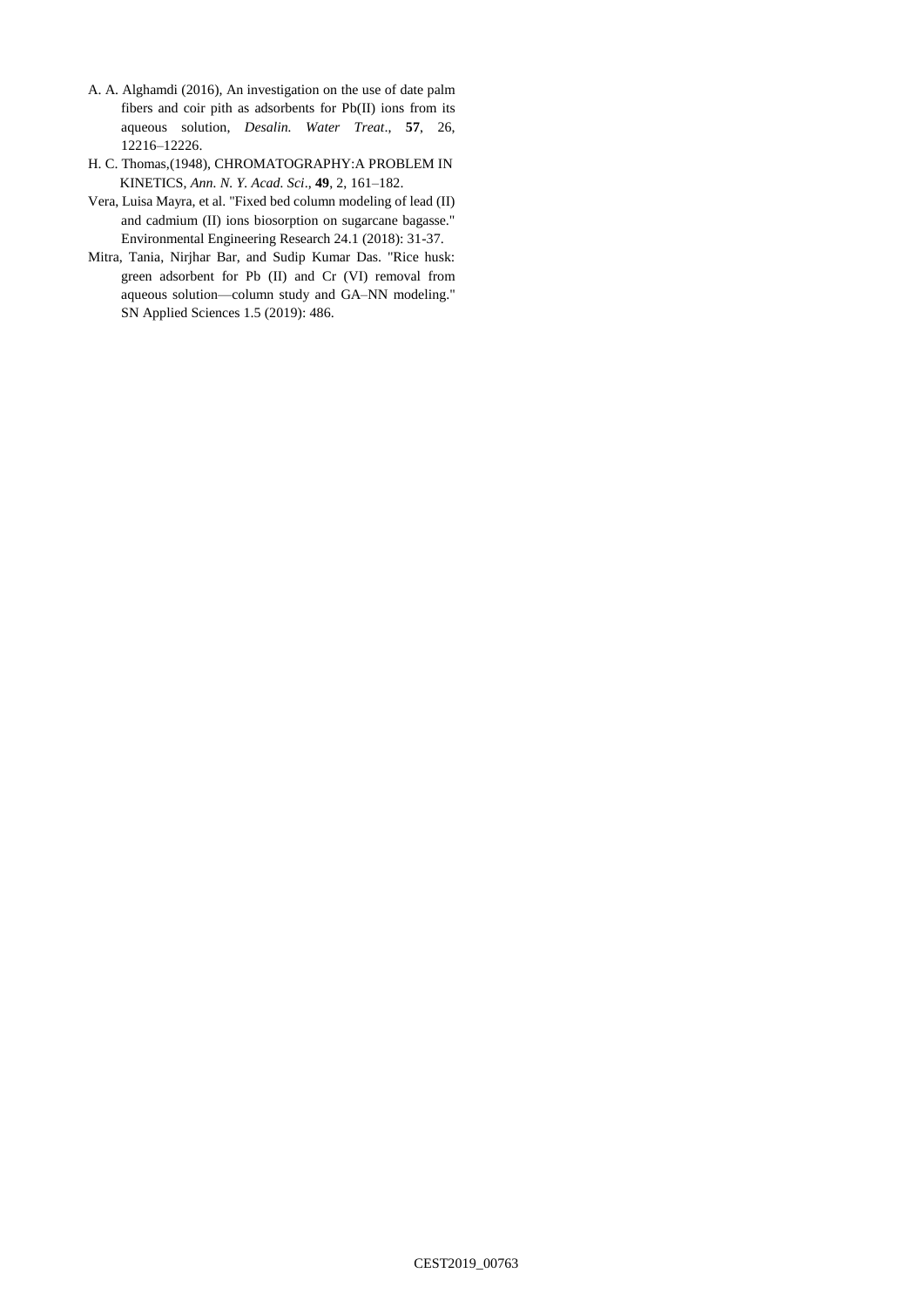A. A. Alghamdi (2016), An investigation on the use of date palm fibers and coir pith as adsorbents for Pb(II) ions from its aqueous solution, *Desalin. Water Treat*., **57**, 26, 12216–12226.

H. C. Thomas,(1948), CHROMATOGRAPHY:A PROBLEM IN KINETICS, *Ann. N. Y. Acad. Sci*., **49**, 2, 161–182.

Vera, Luisa Mayra, et al. "Fixed bed column modeling of lead (II) and cadmium (II) ions biosorption on sugarcane bagasse." Environmental Engineering Research 24.1 (2018): 31-37.

Mitra, Tania, Nirjhar Bar, and Sudip Kumar Das. "Rice husk: green adsorbent for Pb (II) and Cr (VI) removal from aqueous solution—column study and GA–NN modeling." SN Applied Sciences 1.5 (2019): 486.